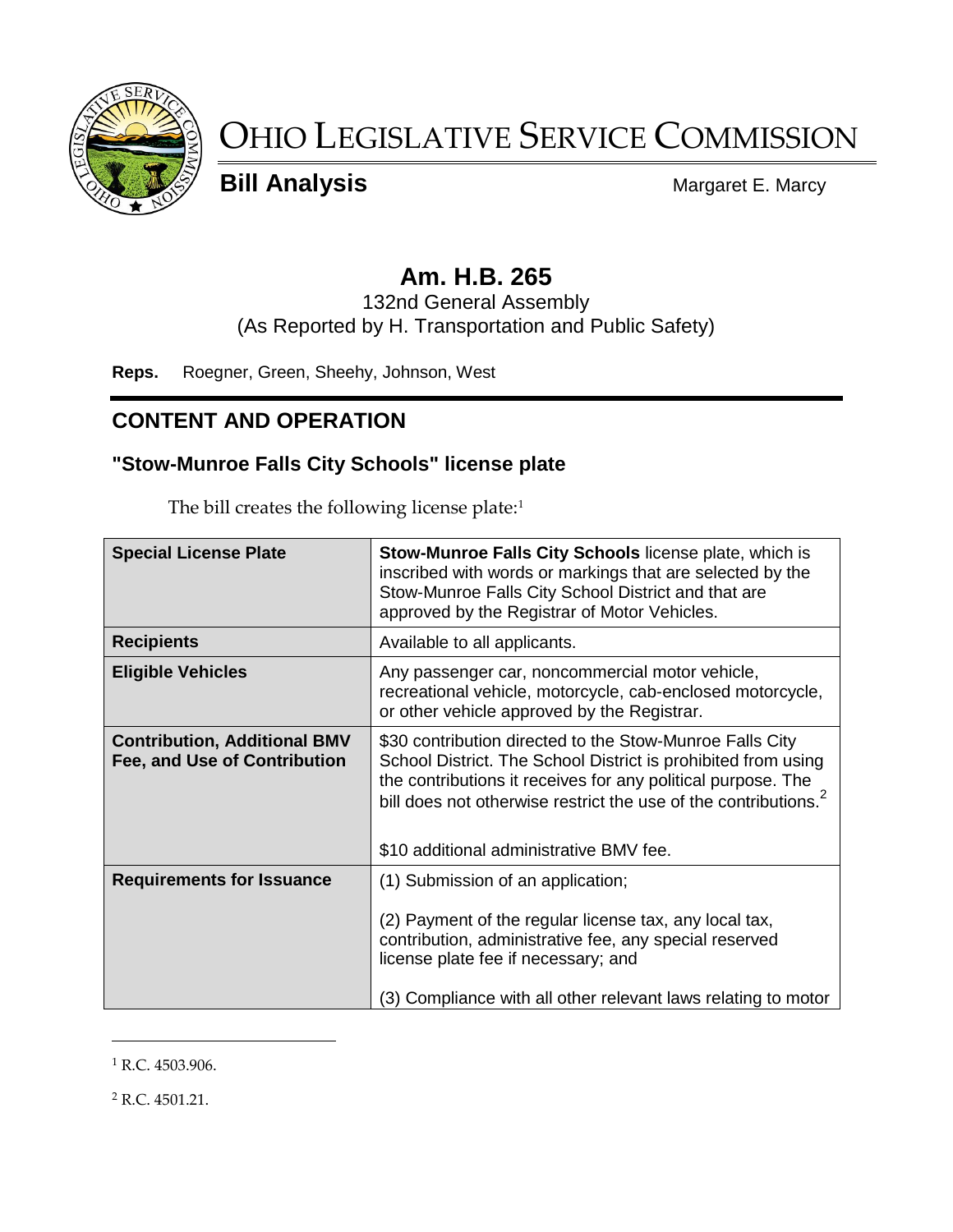# OHIO LEGISLATIVE SERVICE COMMISSION

**Bill Analysis** Margaret E. Marcy

## Am. H.B. 265

132nd General Assembly
(As Reported by H. Transportation and Public Safety)

**Reps.** Roegner, Green, Sheehy, Johnson, West

## CONTENT AND OPERATION

### "Stow-Munroe Falls City Schools" license plate

The bill creates the following license plate:[1]

| **Special License Plate** | **Stow-Munroe Falls City Schools** license plate, which is inscribed with words or markings that are selected by the Stow-Munroe Falls City School District and that are approved by the Registrar of Motor Vehicles. |
|---|---|
| **Recipients** | Available to all applicants. |
| **Eligible Vehicles** | Any passenger car, noncommercial motor vehicle, recreational vehicle, motorcycle, cab-enclosed motorcycle, or other vehicle approved by the Registrar. |
| **Contribution, Additional BMV Fee, and Use of Contribution** | $30 contribution directed to the Stow-Munroe Falls City School District. The School District is prohibited from using the contributions it receives for any political purpose. The bill does not otherwise restrict the use of the contributions.[2]<br><br>$10 additional administrative BMV fee. |
| **Requirements for Issuance** | (1) Submission of an application;<br><br>(2) Payment of the regular license tax, any local tax, contribution, administrative fee, any special reserved license plate fee if necessary; and<br><br>(3) Compliance with all other relevant laws relating to motor |

[1] R.C. 4503.906.

[2] R.C. 4501.21.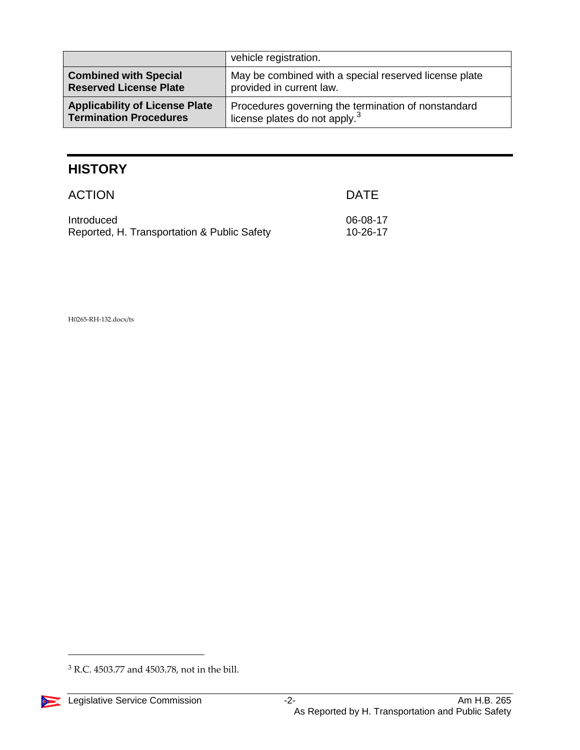| | |
|---|---|
| | vehicle registration. |
| **Combined with Special Reserved License Plate** | May be combined with a special reserved license plate provided in current law. |
| **Applicability of License Plate Termination Procedures** | Procedures governing the termination of nonstandard license plates do not apply.[3] |

## HISTORY

| ACTION | DATE |
|---|---|
| Introduced | 06-08-17 |
| Reported, H. Transportation & Public Safety | 10-26-17 |

H0265-RH-132.docx/ts

[3] R.C. 4503.77 and 4503.78, not in the bill.